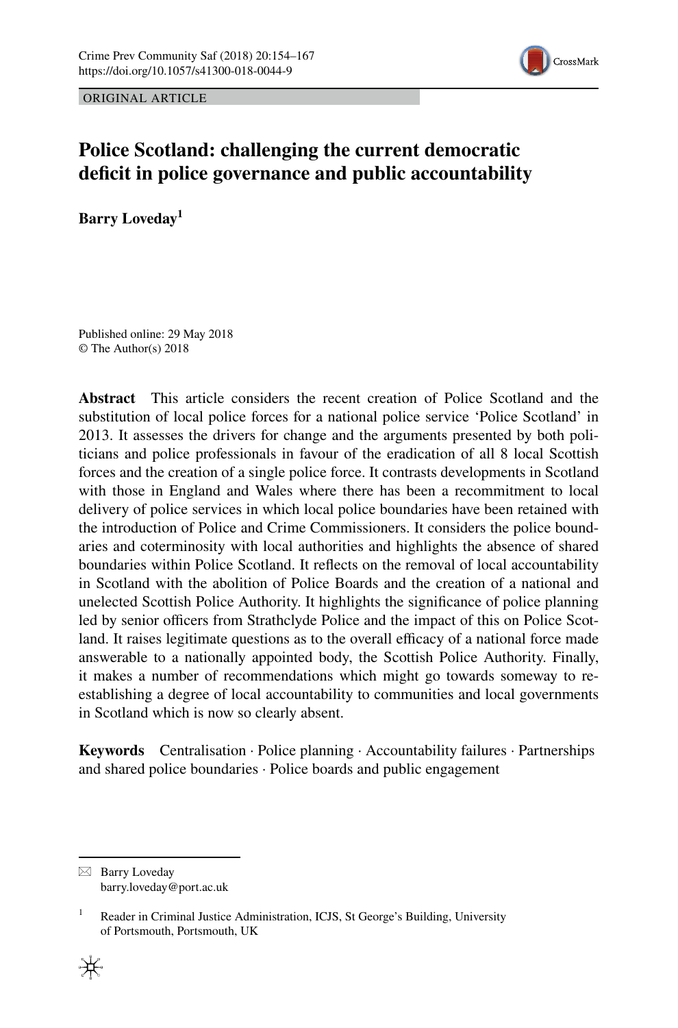ORIGINAL ARTICLE

# Police Scotland: challenging the current democratic deficit in police governance and public accountability

**Barry Loveday**[1]

Published online: 29 May 2018
© The Author(s) 2018

**Abstract** This article considers the recent creation of Police Scotland and the substitution of local police forces for a national police service 'Police Scotland' in 2013. It assesses the drivers for change and the arguments presented by both politicians and police professionals in favour of the eradication of all 8 local Scottish forces and the creation of a single police force. It contrasts developments in Scotland with those in England and Wales where there has been a recommitment to local delivery of police services in which local police boundaries have been retained with the introduction of Police and Crime Commissioners. It considers the police boundaries and coterminosity with local authorities and highlights the absence of shared boundaries within Police Scotland. It reflects on the removal of local accountability in Scotland with the abolition of Police Boards and the creation of a national and unelected Scottish Police Authority. It highlights the significance of police planning led by senior officers from Strathclyde Police and the impact of this on Police Scotland. It raises legitimate questions as to the overall efficacy of a national force made answerable to a nationally appointed body, the Scottish Police Authority. Finally, it makes a number of recommendations which might go towards someway to re-establishing a degree of local accountability to communities and local governments in Scotland which is now so clearly absent.

**Keywords** Centralisation · Police planning · Accountability failures · Partnerships and shared police boundaries · Police boards and public engagement

---

✉ Barry Loveday
barry.loveday@port.ac.uk

[1] Reader in Criminal Justice Administration, ICJS, St George's Building, University of Portsmouth, Portsmouth, UK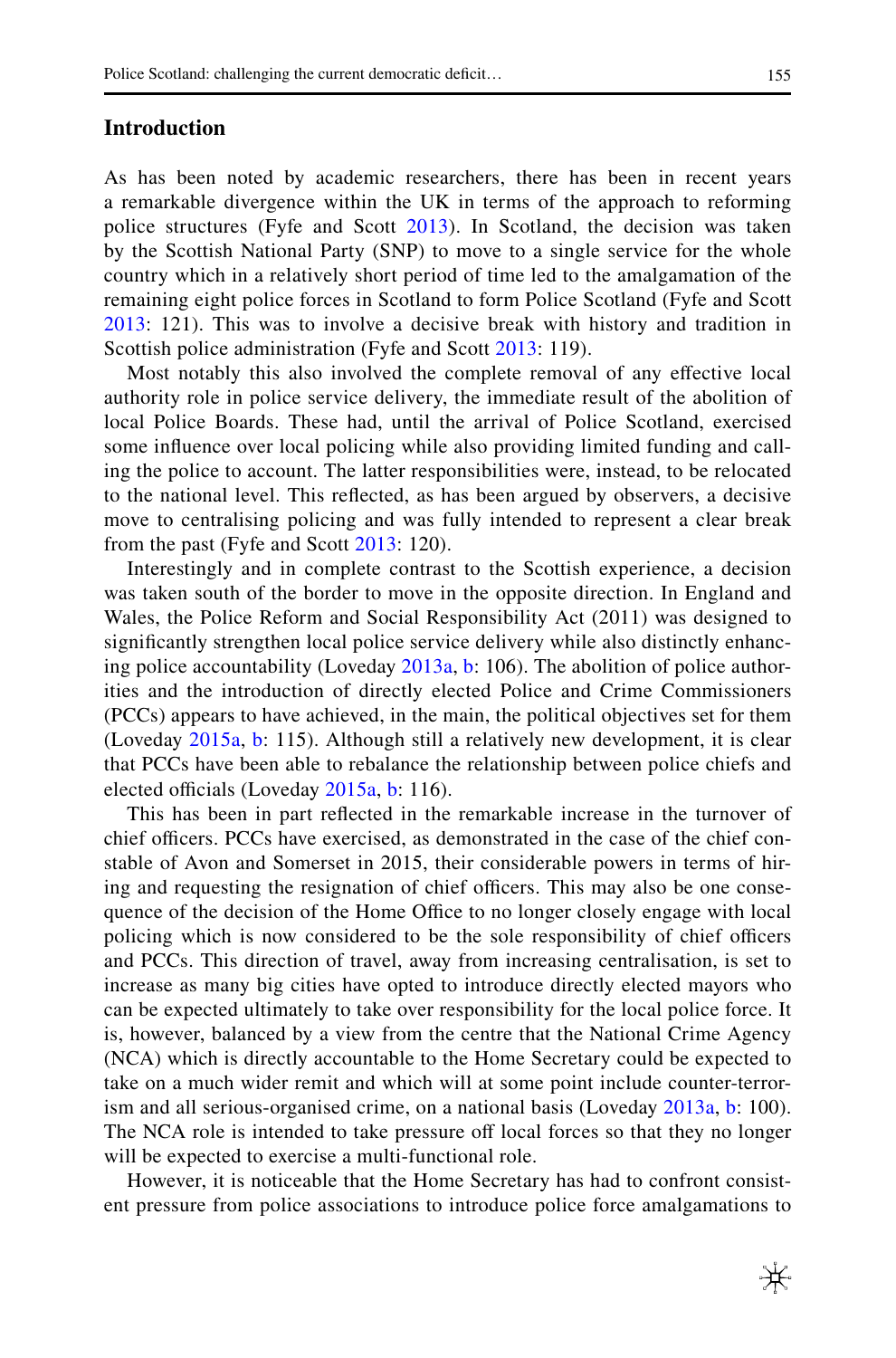## Introduction

As has been noted by academic researchers, there has been in recent years a remarkable divergence within the UK in terms of the approach to reforming police structures (Fyfe and Scott 2013). In Scotland, the decision was taken by the Scottish National Party (SNP) to move to a single service for the whole country which in a relatively short period of time led to the amalgamation of the remaining eight police forces in Scotland to form Police Scotland (Fyfe and Scott 2013: 121). This was to involve a decisive break with history and tradition in Scottish police administration (Fyfe and Scott 2013: 119).

Most notably this also involved the complete removal of any effective local authority role in police service delivery, the immediate result of the abolition of local Police Boards. These had, until the arrival of Police Scotland, exercised some influence over local policing while also providing limited funding and calling the police to account. The latter responsibilities were, instead, to be relocated to the national level. This reflected, as has been argued by observers, a decisive move to centralising policing and was fully intended to represent a clear break from the past (Fyfe and Scott 2013: 120).

Interestingly and in complete contrast to the Scottish experience, a decision was taken south of the border to move in the opposite direction. In England and Wales, the Police Reform and Social Responsibility Act (2011) was designed to significantly strengthen local police service delivery while also distinctly enhancing police accountability (Loveday 2013a, b: 106). The abolition of police authorities and the introduction of directly elected Police and Crime Commissioners (PCCs) appears to have achieved, in the main, the political objectives set for them (Loveday 2015a, b: 115). Although still a relatively new development, it is clear that PCCs have been able to rebalance the relationship between police chiefs and elected officials (Loveday 2015a, b: 116).

This has been in part reflected in the remarkable increase in the turnover of chief officers. PCCs have exercised, as demonstrated in the case of the chief constable of Avon and Somerset in 2015, their considerable powers in terms of hiring and requesting the resignation of chief officers. This may also be one consequence of the decision of the Home Office to no longer closely engage with local policing which is now considered to be the sole responsibility of chief officers and PCCs. This direction of travel, away from increasing centralisation, is set to increase as many big cities have opted to introduce directly elected mayors who can be expected ultimately to take over responsibility for the local police force. It is, however, balanced by a view from the centre that the National Crime Agency (NCA) which is directly accountable to the Home Secretary could be expected to take on a much wider remit and which will at some point include counter-terrorism and all serious-organised crime, on a national basis (Loveday 2013a, b: 100). The NCA role is intended to take pressure off local forces so that they no longer will be expected to exercise a multi-functional role.

However, it is noticeable that the Home Secretary has had to confront consistent pressure from police associations to introduce police force amalgamations to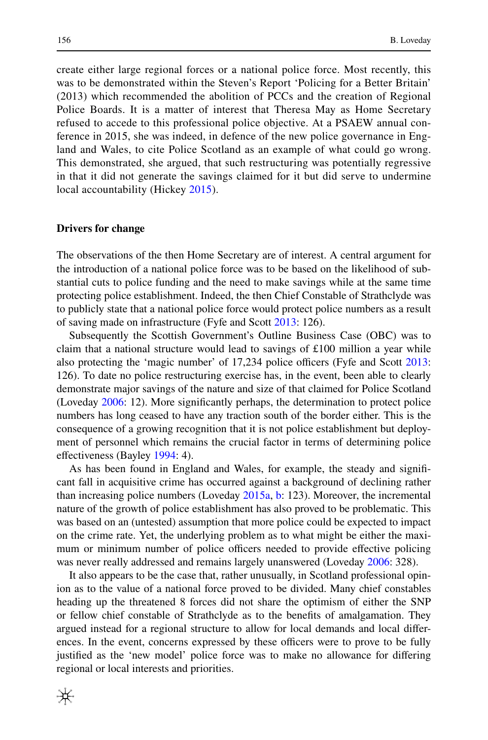create either large regional forces or a national police force. Most recently, this was to be demonstrated within the Steven's Report 'Policing for a Better Britain' (2013) which recommended the abolition of PCCs and the creation of Regional Police Boards. It is a matter of interest that Theresa May as Home Secretary refused to accede to this professional police objective. At a PSAEW annual conference in 2015, she was indeed, in defence of the new police governance in England and Wales, to cite Police Scotland as an example of what could go wrong. This demonstrated, she argued, that such restructuring was potentially regressive in that it did not generate the savings claimed for it but did serve to undermine local accountability (Hickey 2015).

## Drivers for change

The observations of the then Home Secretary are of interest. A central argument for the introduction of a national police force was to be based on the likelihood of substantial cuts to police funding and the need to make savings while at the same time protecting police establishment. Indeed, the then Chief Constable of Strathclyde was to publicly state that a national police force would protect police numbers as a result of saving made on infrastructure (Fyfe and Scott 2013: 126).

Subsequently the Scottish Government's Outline Business Case (OBC) was to claim that a national structure would lead to savings of £100 million a year while also protecting the 'magic number' of 17,234 police officers (Fyfe and Scott 2013: 126). To date no police restructuring exercise has, in the event, been able to clearly demonstrate major savings of the nature and size of that claimed for Police Scotland (Loveday 2006: 12). More significantly perhaps, the determination to protect police numbers has long ceased to have any traction south of the border either. This is the consequence of a growing recognition that it is not police establishment but deployment of personnel which remains the crucial factor in terms of determining police effectiveness (Bayley 1994: 4).

As has been found in England and Wales, for example, the steady and significant fall in acquisitive crime has occurred against a background of declining rather than increasing police numbers (Loveday 2015a, b: 123). Moreover, the incremental nature of the growth of police establishment has also proved to be problematic. This was based on an (untested) assumption that more police could be expected to impact on the crime rate. Yet, the underlying problem as to what might be either the maximum or minimum number of police officers needed to provide effective policing was never really addressed and remains largely unanswered (Loveday 2006: 328).

It also appears to be the case that, rather unusually, in Scotland professional opinion as to the value of a national force proved to be divided. Many chief constables heading up the threatened 8 forces did not share the optimism of either the SNP or fellow chief constable of Strathclyde as to the benefits of amalgamation. They argued instead for a regional structure to allow for local demands and local differences. In the event, concerns expressed by these officers were to prove to be fully justified as the 'new model' police force was to make no allowance for differing regional or local interests and priorities.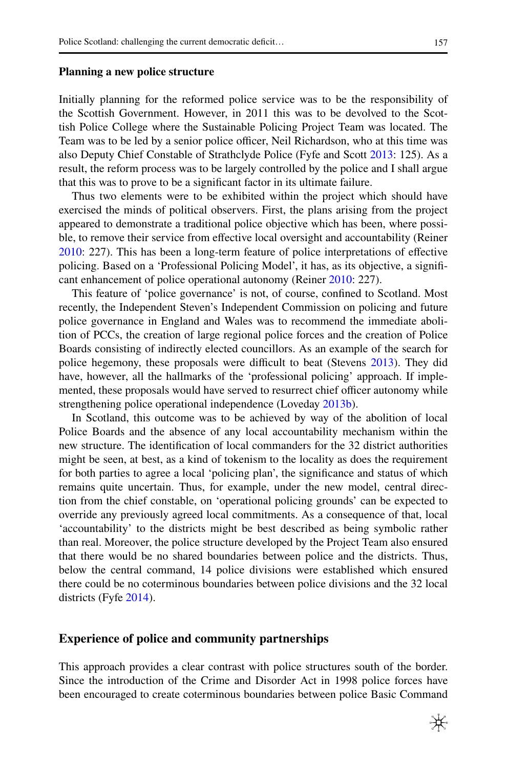### Planning a new police structure

Initially planning for the reformed police service was to be the responsibility of the Scottish Government. However, in 2011 this was to be devolved to the Scottish Police College where the Sustainable Policing Project Team was located. The Team was to be led by a senior police officer, Neil Richardson, who at this time was also Deputy Chief Constable of Strathclyde Police (Fyfe and Scott 2013: 125). As a result, the reform process was to be largely controlled by the police and I shall argue that this was to prove to be a significant factor in its ultimate failure.

Thus two elements were to be exhibited within the project which should have exercised the minds of political observers. First, the plans arising from the project appeared to demonstrate a traditional police objective which has been, where possible, to remove their service from effective local oversight and accountability (Reiner 2010: 227). This has been a long-term feature of police interpretations of effective policing. Based on a 'Professional Policing Model', it has, as its objective, a significant enhancement of police operational autonomy (Reiner 2010: 227).

This feature of 'police governance' is not, of course, confined to Scotland. Most recently, the Independent Steven's Independent Commission on policing and future police governance in England and Wales was to recommend the immediate abolition of PCCs, the creation of large regional police forces and the creation of Police Boards consisting of indirectly elected councillors. As an example of the search for police hegemony, these proposals were difficult to beat (Stevens 2013). They did have, however, all the hallmarks of the 'professional policing' approach. If implemented, these proposals would have served to resurrect chief officer autonomy while strengthening police operational independence (Loveday 2013b).

In Scotland, this outcome was to be achieved by way of the abolition of local Police Boards and the absence of any local accountability mechanism within the new structure. The identification of local commanders for the 32 district authorities might be seen, at best, as a kind of tokenism to the locality as does the requirement for both parties to agree a local 'policing plan', the significance and status of which remains quite uncertain. Thus, for example, under the new model, central direction from the chief constable, on 'operational policing grounds' can be expected to override any previously agreed local commitments. As a consequence of that, local 'accountability' to the districts might be best described as being symbolic rather than real. Moreover, the police structure developed by the Project Team also ensured that there would be no shared boundaries between police and the districts. Thus, below the central command, 14 police divisions were established which ensured there could be no coterminous boundaries between police divisions and the 32 local districts (Fyfe 2014).

### Experience of police and community partnerships

This approach provides a clear contrast with police structures south of the border. Since the introduction of the Crime and Disorder Act in 1998 police forces have been encouraged to create coterminous boundaries between police Basic Command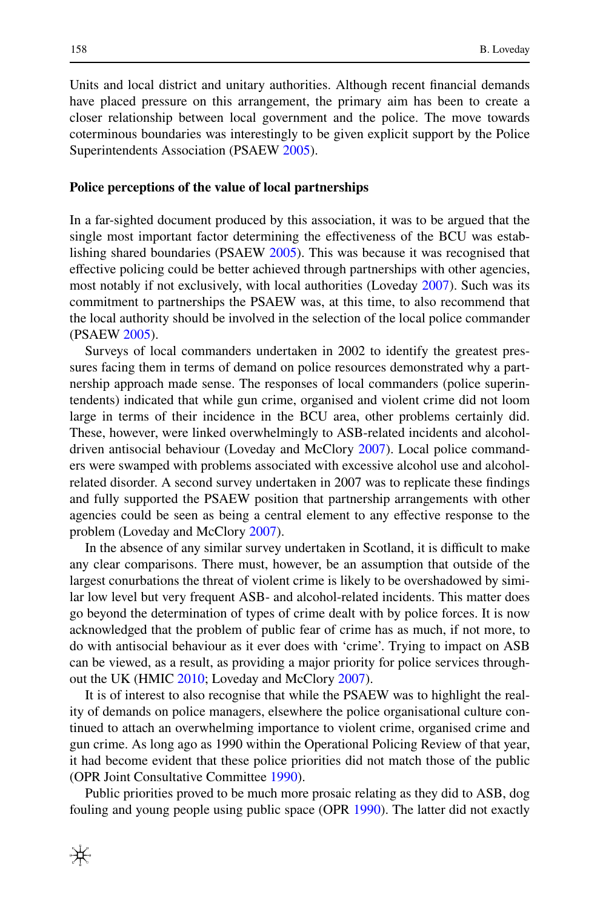Units and local district and unitary authorities. Although recent financial demands have placed pressure on this arrangement, the primary aim has been to create a closer relationship between local government and the police. The move towards coterminous boundaries was interestingly to be given explicit support by the Police Superintendents Association (PSAEW 2005).

**Police perceptions of the value of local partnerships**

In a far-sighted document produced by this association, it was to be argued that the single most important factor determining the effectiveness of the BCU was establishing shared boundaries (PSAEW 2005). This was because it was recognised that effective policing could be better achieved through partnerships with other agencies, most notably if not exclusively, with local authorities (Loveday 2007). Such was its commitment to partnerships the PSAEW was, at this time, to also recommend that the local authority should be involved in the selection of the local police commander (PSAEW 2005).

Surveys of local commanders undertaken in 2002 to identify the greatest pressures facing them in terms of demand on police resources demonstrated why a partnership approach made sense. The responses of local commanders (police superintendents) indicated that while gun crime, organised and violent crime did not loom large in terms of their incidence in the BCU area, other problems certainly did. These, however, were linked overwhelmingly to ASB-related incidents and alcohol-driven antisocial behaviour (Loveday and McClory 2007). Local police commanders were swamped with problems associated with excessive alcohol use and alcohol-related disorder. A second survey undertaken in 2007 was to replicate these findings and fully supported the PSAEW position that partnership arrangements with other agencies could be seen as being a central element to any effective response to the problem (Loveday and McClory 2007).

In the absence of any similar survey undertaken in Scotland, it is difficult to make any clear comparisons. There must, however, be an assumption that outside of the largest conurbations the threat of violent crime is likely to be overshadowed by similar low level but very frequent ASB- and alcohol-related incidents. This matter does go beyond the determination of types of crime dealt with by police forces. It is now acknowledged that the problem of public fear of crime has as much, if not more, to do with antisocial behaviour as it ever does with 'crime'. Trying to impact on ASB can be viewed, as a result, as providing a major priority for police services throughout the UK (HMIC 2010; Loveday and McClory 2007).

It is of interest to also recognise that while the PSAEW was to highlight the reality of demands on police managers, elsewhere the police organisational culture continued to attach an overwhelming importance to violent crime, organised crime and gun crime. As long ago as 1990 within the Operational Policing Review of that year, it had become evident that these police priorities did not match those of the public (OPR Joint Consultative Committee 1990).

Public priorities proved to be much more prosaic relating as they did to ASB, dog fouling and young people using public space (OPR 1990). The latter did not exactly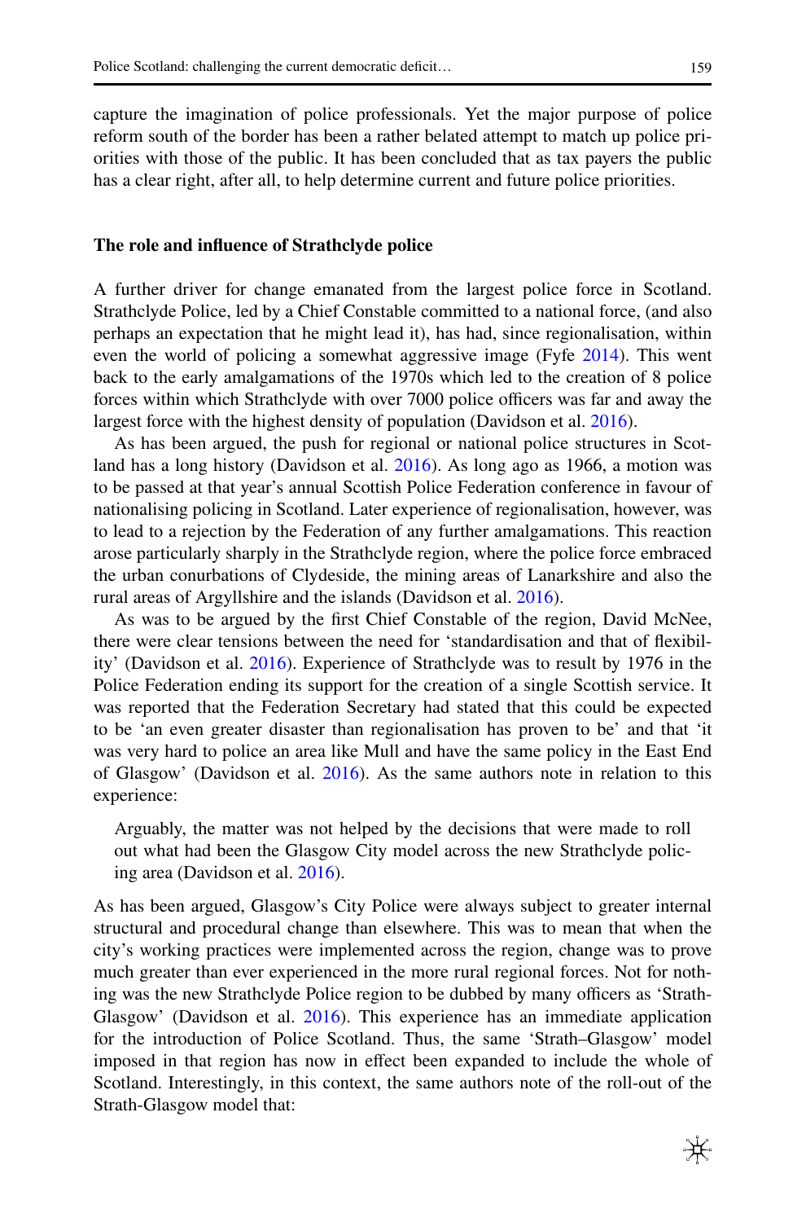capture the imagination of police professionals. Yet the major purpose of police reform south of the border has been a rather belated attempt to match up police priorities with those of the public. It has been concluded that as tax payers the public has a clear right, after all, to help determine current and future police priorities.

## The role and influence of Strathclyde police

A further driver for change emanated from the largest police force in Scotland. Strathclyde Police, led by a Chief Constable committed to a national force, (and also perhaps an expectation that he might lead it), has had, since regionalisation, within even the world of policing a somewhat aggressive image (Fyfe 2014). This went back to the early amalgamations of the 1970s which led to the creation of 8 police forces within which Strathclyde with over 7000 police officers was far and away the largest force with the highest density of population (Davidson et al. 2016).

As has been argued, the push for regional or national police structures in Scotland has a long history (Davidson et al. 2016). As long ago as 1966, a motion was to be passed at that year's annual Scottish Police Federation conference in favour of nationalising policing in Scotland. Later experience of regionalisation, however, was to lead to a rejection by the Federation of any further amalgamations. This reaction arose particularly sharply in the Strathclyde region, where the police force embraced the urban conurbations of Clydeside, the mining areas of Lanarkshire and also the rural areas of Argyllshire and the islands (Davidson et al. 2016).

As was to be argued by the first Chief Constable of the region, David McNee, there were clear tensions between the need for 'standardisation and that of flexibility' (Davidson et al. 2016). Experience of Strathclyde was to result by 1976 in the Police Federation ending its support for the creation of a single Scottish service. It was reported that the Federation Secretary had stated that this could be expected to be 'an even greater disaster than regionalisation has proven to be' and that 'it was very hard to police an area like Mull and have the same policy in the East End of Glasgow' (Davidson et al. 2016). As the same authors note in relation to this experience:

> Arguably, the matter was not helped by the decisions that were made to roll out what had been the Glasgow City model across the new Strathclyde policing area (Davidson et al. 2016).

As has been argued, Glasgow's City Police were always subject to greater internal structural and procedural change than elsewhere. This was to mean that when the city's working practices were implemented across the region, change was to prove much greater than ever experienced in the more rural regional forces. Not for nothing was the new Strathclyde Police region to be dubbed by many officers as 'Strath-Glasgow' (Davidson et al. 2016). This experience has an immediate application for the introduction of Police Scotland. Thus, the same 'Strath–Glasgow' model imposed in that region has now in effect been expanded to include the whole of Scotland. Interestingly, in this context, the same authors note of the roll-out of the Strath-Glasgow model that: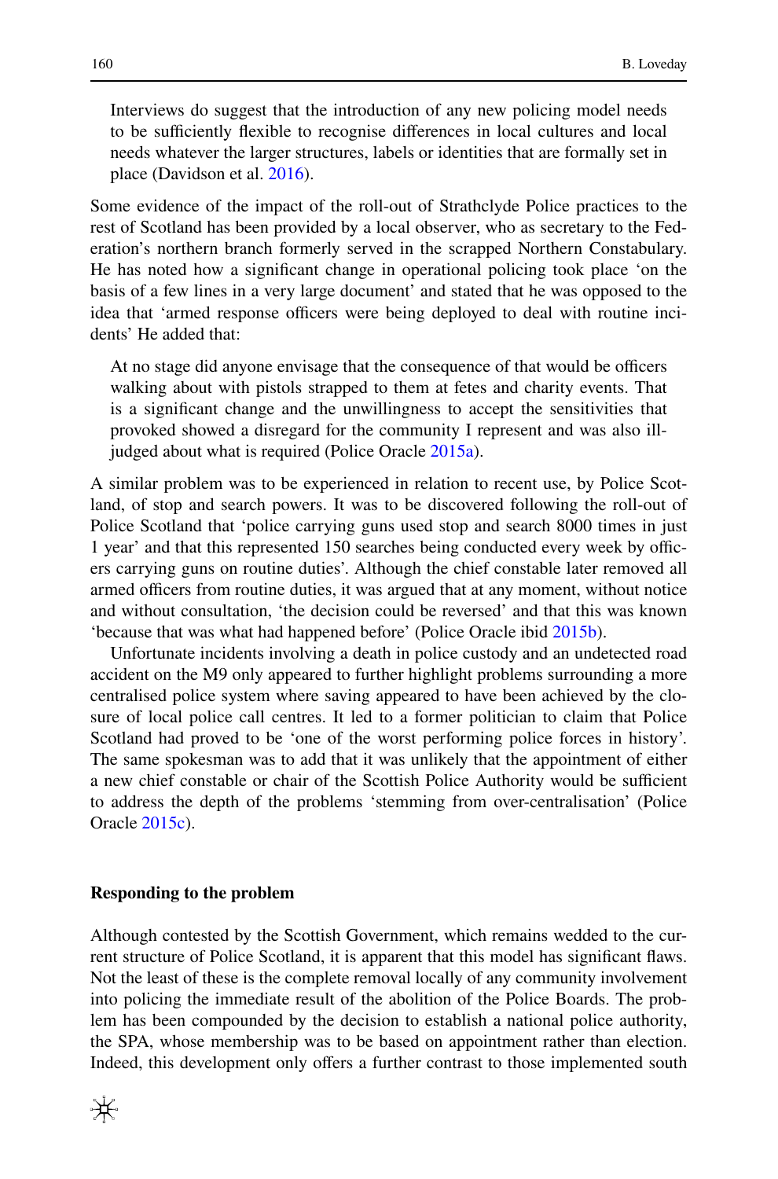> Interviews do suggest that the introduction of any new policing model needs to be sufficiently flexible to recognise differences in local cultures and local needs whatever the larger structures, labels or identities that are formally set in place (Davidson et al. 2016).

Some evidence of the impact of the roll-out of Strathclyde Police practices to the rest of Scotland has been provided by a local observer, who as secretary to the Federation's northern branch formerly served in the scrapped Northern Constabulary. He has noted how a significant change in operational policing took place 'on the basis of a few lines in a very large document' and stated that he was opposed to the idea that 'armed response officers were being deployed to deal with routine incidents' He added that:

> At no stage did anyone envisage that the consequence of that would be officers walking about with pistols strapped to them at fetes and charity events. That is a significant change and the unwillingness to accept the sensitivities that provoked showed a disregard for the community I represent and was also ill-judged about what is required (Police Oracle 2015a).

A similar problem was to be experienced in relation to recent use, by Police Scotland, of stop and search powers. It was to be discovered following the roll-out of Police Scotland that 'police carrying guns used stop and search 8000 times in just 1 year' and that this represented 150 searches being conducted every week by officers carrying guns on routine duties'. Although the chief constable later removed all armed officers from routine duties, it was argued that at any moment, without notice and without consultation, 'the decision could be reversed' and that this was known 'because that was what had happened before' (Police Oracle ibid 2015b).

Unfortunate incidents involving a death in police custody and an undetected road accident on the M9 only appeared to further highlight problems surrounding a more centralised police system where saving appeared to have been achieved by the closure of local police call centres. It led to a former politician to claim that Police Scotland had proved to be 'one of the worst performing police forces in history'. The same spokesman was to add that it was unlikely that the appointment of either a new chief constable or chair of the Scottish Police Authority would be sufficient to address the depth of the problems 'stemming from over-centralisation' (Police Oracle 2015c).

## Responding to the problem

Although contested by the Scottish Government, which remains wedded to the current structure of Police Scotland, it is apparent that this model has significant flaws. Not the least of these is the complete removal locally of any community involvement into policing the immediate result of the abolition of the Police Boards. The problem has been compounded by the decision to establish a national police authority, the SPA, whose membership was to be based on appointment rather than election. Indeed, this development only offers a further contrast to those implemented south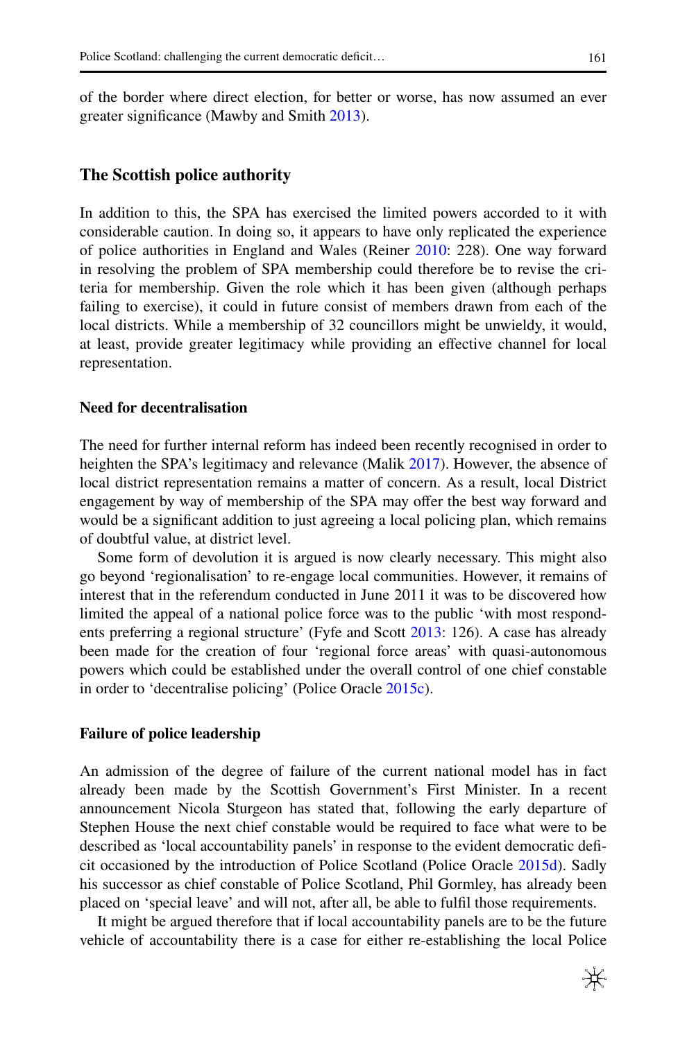of the border where direct election, for better or worse, has now assumed an ever greater significance (Mawby and Smith 2013).

## The Scottish police authority

In addition to this, the SPA has exercised the limited powers accorded to it with considerable caution. In doing so, it appears to have only replicated the experience of police authorities in England and Wales (Reiner 2010: 228). One way forward in resolving the problem of SPA membership could therefore be to revise the criteria for membership. Given the role which it has been given (although perhaps failing to exercise), it could in future consist of members drawn from each of the local districts. While a membership of 32 councillors might be unwieldy, it would, at least, provide greater legitimacy while providing an effective channel for local representation.

### Need for decentralisation

The need for further internal reform has indeed been recently recognised in order to heighten the SPA's legitimacy and relevance (Malik 2017). However, the absence of local district representation remains a matter of concern. As a result, local District engagement by way of membership of the SPA may offer the best way forward and would be a significant addition to just agreeing a local policing plan, which remains of doubtful value, at district level.

Some form of devolution it is argued is now clearly necessary. This might also go beyond 'regionalisation' to re-engage local communities. However, it remains of interest that in the referendum conducted in June 2011 it was to be discovered how limited the appeal of a national police force was to the public 'with most respondents preferring a regional structure' (Fyfe and Scott 2013: 126). A case has already been made for the creation of four 'regional force areas' with quasi-autonomous powers which could be established under the overall control of one chief constable in order to 'decentralise policing' (Police Oracle 2015c).

### Failure of police leadership

An admission of the degree of failure of the current national model has in fact already been made by the Scottish Government's First Minister. In a recent announcement Nicola Sturgeon has stated that, following the early departure of Stephen House the next chief constable would be required to face what were to be described as 'local accountability panels' in response to the evident democratic deficit occasioned by the introduction of Police Scotland (Police Oracle 2015d). Sadly his successor as chief constable of Police Scotland, Phil Gormley, has already been placed on 'special leave' and will not, after all, be able to fulfil those requirements.

It might be argued therefore that if local accountability panels are to be the future vehicle of accountability there is a case for either re-establishing the local Police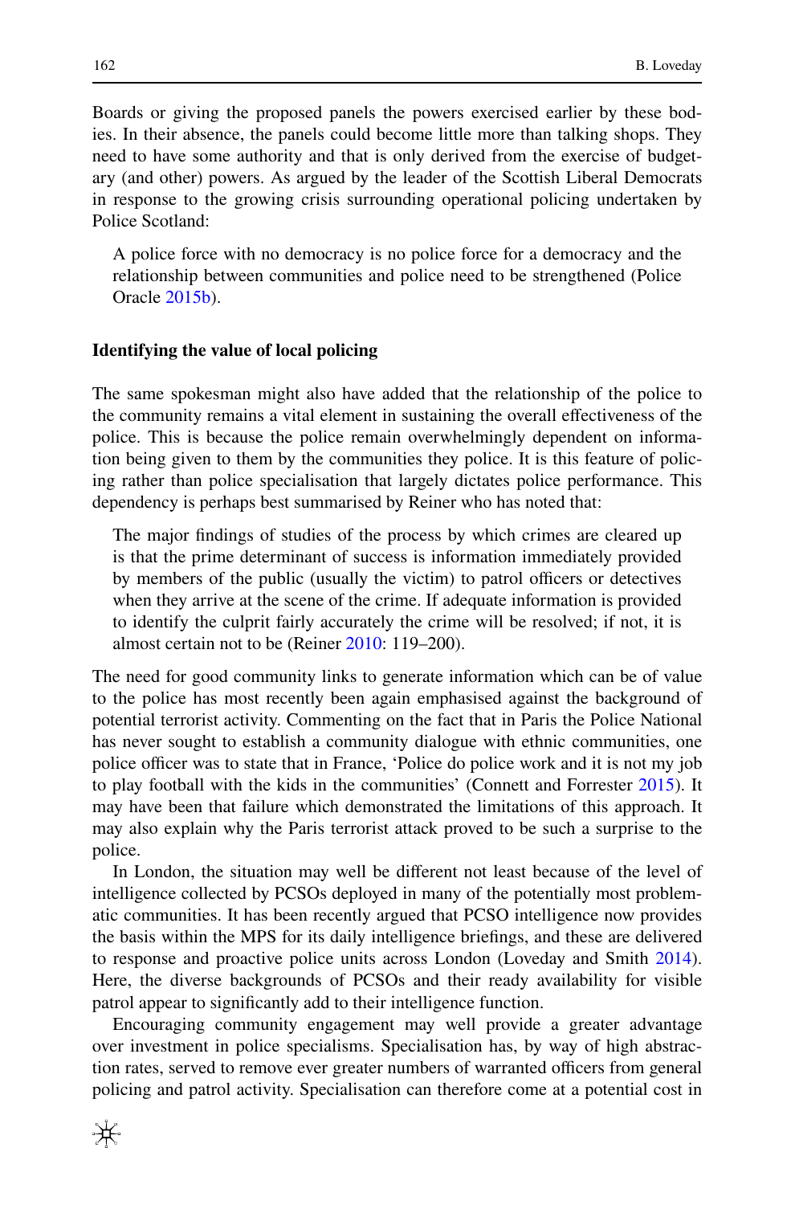Boards or giving the proposed panels the powers exercised earlier by these bodies. In their absence, the panels could become little more than talking shops. They need to have some authority and that is only derived from the exercise of budgetary (and other) powers. As argued by the leader of the Scottish Liberal Democrats in response to the growing crisis surrounding operational policing undertaken by Police Scotland:

> A police force with no democracy is no police force for a democracy and the relationship between communities and police need to be strengthened (Police Oracle 2015b).

### Identifying the value of local policing

The same spokesman might also have added that the relationship of the police to the community remains a vital element in sustaining the overall effectiveness of the police. This is because the police remain overwhelmingly dependent on information being given to them by the communities they police. It is this feature of policing rather than police specialisation that largely dictates police performance. This dependency is perhaps best summarised by Reiner who has noted that:

> The major findings of studies of the process by which crimes are cleared up is that the prime determinant of success is information immediately provided by members of the public (usually the victim) to patrol officers or detectives when they arrive at the scene of the crime. If adequate information is provided to identify the culprit fairly accurately the crime will be resolved; if not, it is almost certain not to be (Reiner 2010: 119–200).

The need for good community links to generate information which can be of value to the police has most recently been again emphasised against the background of potential terrorist activity. Commenting on the fact that in Paris the Police National has never sought to establish a community dialogue with ethnic communities, one police officer was to state that in France, 'Police do police work and it is not my job to play football with the kids in the communities' (Connett and Forrester 2015). It may have been that failure which demonstrated the limitations of this approach. It may also explain why the Paris terrorist attack proved to be such a surprise to the police.

In London, the situation may well be different not least because of the level of intelligence collected by PCSOs deployed in many of the potentially most problematic communities. It has been recently argued that PCSO intelligence now provides the basis within the MPS for its daily intelligence briefings, and these are delivered to response and proactive police units across London (Loveday and Smith 2014). Here, the diverse backgrounds of PCSOs and their ready availability for visible patrol appear to significantly add to their intelligence function.

Encouraging community engagement may well provide a greater advantage over investment in police specialisms. Specialisation has, by way of high abstraction rates, served to remove ever greater numbers of warranted officers from general policing and patrol activity. Specialisation can therefore come at a potential cost in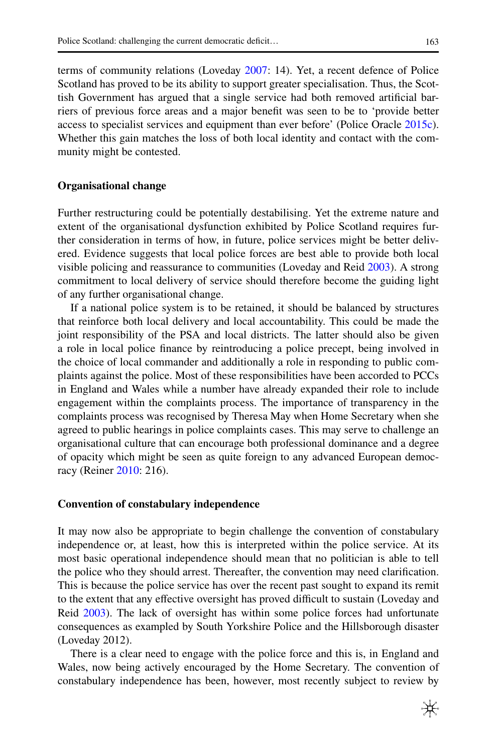terms of community relations (Loveday 2007: 14). Yet, a recent defence of Police Scotland has proved to be its ability to support greater specialisation. Thus, the Scottish Government has argued that a single service had both removed artificial barriers of previous force areas and a major benefit was seen to be to 'provide better access to specialist services and equipment than ever before' (Police Oracle 2015c). Whether this gain matches the loss of both local identity and contact with the community might be contested.

### Organisational change

Further restructuring could be potentially destabilising. Yet the extreme nature and extent of the organisational dysfunction exhibited by Police Scotland requires further consideration in terms of how, in future, police services might be better delivered. Evidence suggests that local police forces are best able to provide both local visible policing and reassurance to communities (Loveday and Reid 2003). A strong commitment to local delivery of service should therefore become the guiding light of any further organisational change.

If a national police system is to be retained, it should be balanced by structures that reinforce both local delivery and local accountability. This could be made the joint responsibility of the PSA and local districts. The latter should also be given a role in local police finance by reintroducing a police precept, being involved in the choice of local commander and additionally a role in responding to public complaints against the police. Most of these responsibilities have been accorded to PCCs in England and Wales while a number have already expanded their role to include engagement within the complaints process. The importance of transparency in the complaints process was recognised by Theresa May when Home Secretary when she agreed to public hearings in police complaints cases. This may serve to challenge an organisational culture that can encourage both professional dominance and a degree of opacity which might be seen as quite foreign to any advanced European democracy (Reiner 2010: 216).

### Convention of constabulary independence

It may now also be appropriate to begin challenge the convention of constabulary independence or, at least, how this is interpreted within the police service. At its most basic operational independence should mean that no politician is able to tell the police who they should arrest. Thereafter, the convention may need clarification. This is because the police service has over the recent past sought to expand its remit to the extent that any effective oversight has proved difficult to sustain (Loveday and Reid 2003). The lack of oversight has within some police forces had unfortunate consequences as exampled by South Yorkshire Police and the Hillsborough disaster (Loveday 2012).

There is a clear need to engage with the police force and this is, in England and Wales, now being actively encouraged by the Home Secretary. The convention of constabulary independence has been, however, most recently subject to review by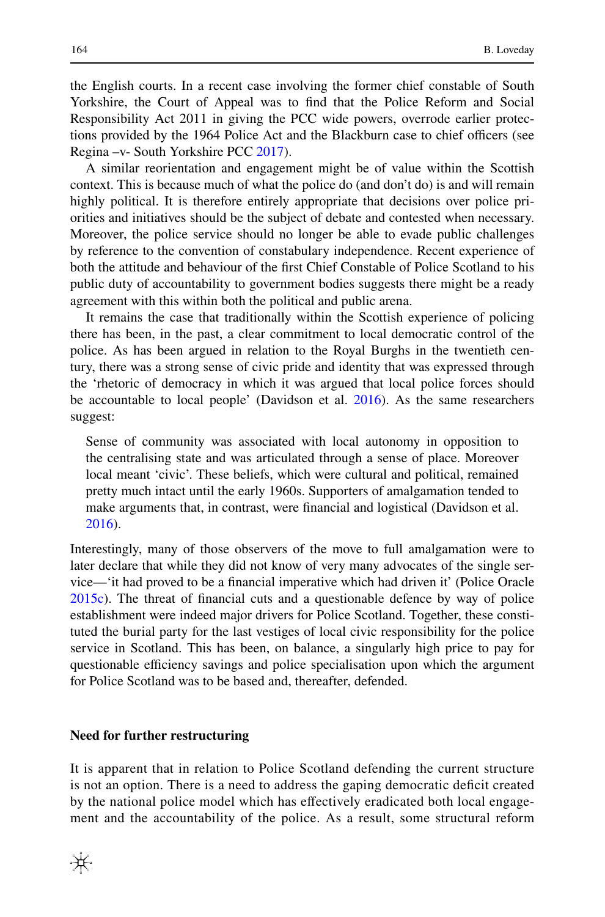the English courts. In a recent case involving the former chief constable of South Yorkshire, the Court of Appeal was to find that the Police Reform and Social Responsibility Act 2011 in giving the PCC wide powers, overrode earlier protections provided by the 1964 Police Act and the Blackburn case to chief officers (see Regina –v- South Yorkshire PCC 2017).

A similar reorientation and engagement might be of value within the Scottish context. This is because much of what the police do (and don't do) is and will remain highly political. It is therefore entirely appropriate that decisions over police priorities and initiatives should be the subject of debate and contested when necessary. Moreover, the police service should no longer be able to evade public challenges by reference to the convention of constabulary independence. Recent experience of both the attitude and behaviour of the first Chief Constable of Police Scotland to his public duty of accountability to government bodies suggests there might be a ready agreement with this within both the political and public arena.

It remains the case that traditionally within the Scottish experience of policing there has been, in the past, a clear commitment to local democratic control of the police. As has been argued in relation to the Royal Burghs in the twentieth century, there was a strong sense of civic pride and identity that was expressed through the 'rhetoric of democracy in which it was argued that local police forces should be accountable to local people' (Davidson et al. 2016). As the same researchers suggest:

> Sense of community was associated with local autonomy in opposition to the centralising state and was articulated through a sense of place. Moreover local meant 'civic'. These beliefs, which were cultural and political, remained pretty much intact until the early 1960s. Supporters of amalgamation tended to make arguments that, in contrast, were financial and logistical (Davidson et al. 2016).

Interestingly, many of those observers of the move to full amalgamation were to later declare that while they did not know of very many advocates of the single service—'it had proved to be a financial imperative which had driven it' (Police Oracle 2015c). The threat of financial cuts and a questionable defence by way of police establishment were indeed major drivers for Police Scotland. Together, these constituted the burial party for the last vestiges of local civic responsibility for the police service in Scotland. This has been, on balance, a singularly high price to pay for questionable efficiency savings and police specialisation upon which the argument for Police Scotland was to be based and, thereafter, defended.

## Need for further restructuring

It is apparent that in relation to Police Scotland defending the current structure is not an option. There is a need to address the gaping democratic deficit created by the national police model which has effectively eradicated both local engagement and the accountability of the police. As a result, some structural reform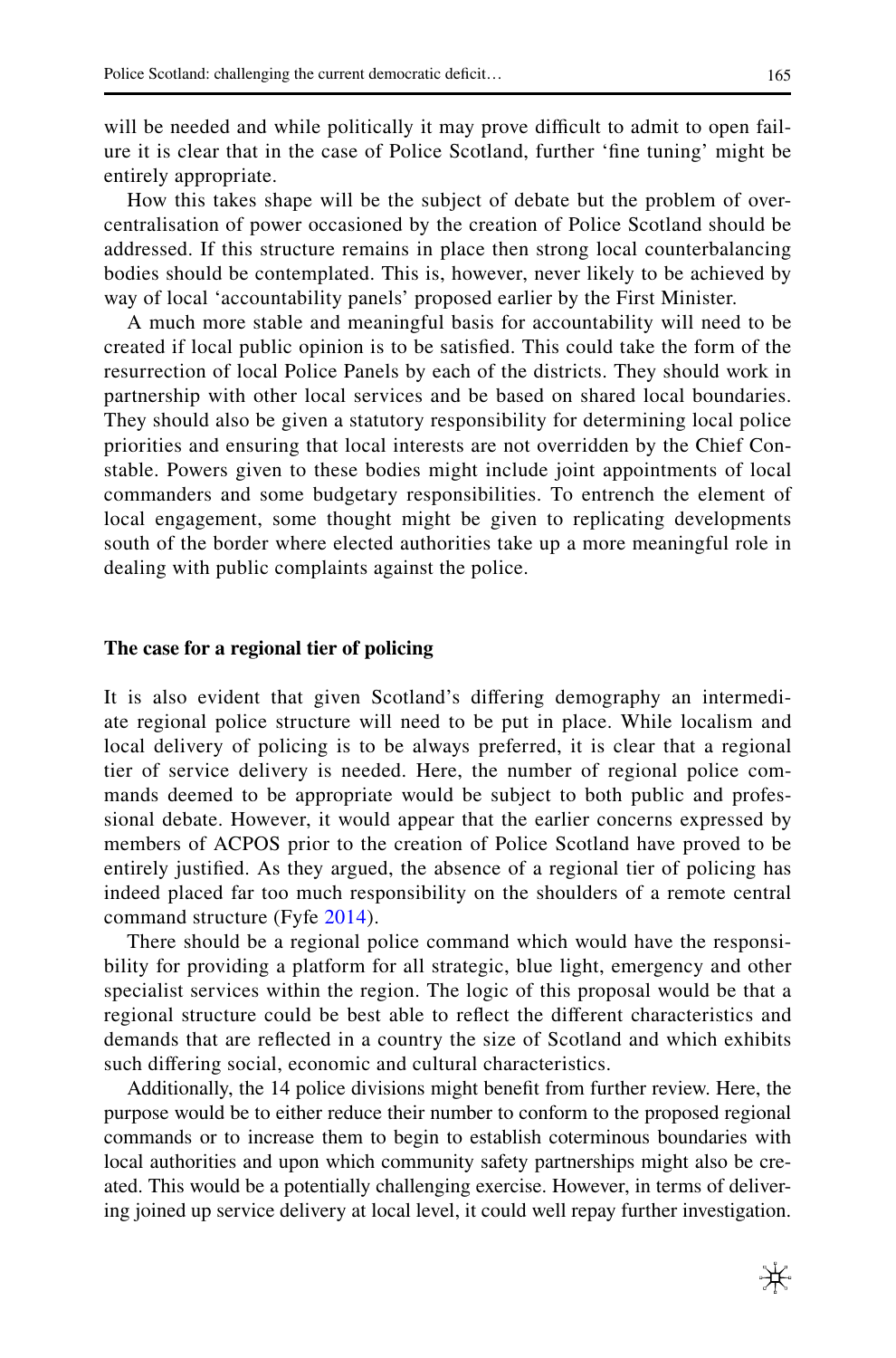will be needed and while politically it may prove difficult to admit to open failure it is clear that in the case of Police Scotland, further 'fine tuning' might be entirely appropriate.

How this takes shape will be the subject of debate but the problem of over-centralisation of power occasioned by the creation of Police Scotland should be addressed. If this structure remains in place then strong local counterbalancing bodies should be contemplated. This is, however, never likely to be achieved by way of local 'accountability panels' proposed earlier by the First Minister.

A much more stable and meaningful basis for accountability will need to be created if local public opinion is to be satisfied. This could take the form of the resurrection of local Police Panels by each of the districts. They should work in partnership with other local services and be based on shared local boundaries. They should also be given a statutory responsibility for determining local police priorities and ensuring that local interests are not overridden by the Chief Constable. Powers given to these bodies might include joint appointments of local commanders and some budgetary responsibilities. To entrench the element of local engagement, some thought might be given to replicating developments south of the border where elected authorities take up a more meaningful role in dealing with public complaints against the police.

### The case for a regional tier of policing

It is also evident that given Scotland's differing demography an intermediate regional police structure will need to be put in place. While localism and local delivery of policing is to be always preferred, it is clear that a regional tier of service delivery is needed. Here, the number of regional police commands deemed to be appropriate would be subject to both public and professional debate. However, it would appear that the earlier concerns expressed by members of ACPOS prior to the creation of Police Scotland have proved to be entirely justified. As they argued, the absence of a regional tier of policing has indeed placed far too much responsibility on the shoulders of a remote central command structure (Fyfe 2014).

There should be a regional police command which would have the responsibility for providing a platform for all strategic, blue light, emergency and other specialist services within the region. The logic of this proposal would be that a regional structure could be best able to reflect the different characteristics and demands that are reflected in a country the size of Scotland and which exhibits such differing social, economic and cultural characteristics.

Additionally, the 14 police divisions might benefit from further review. Here, the purpose would be to either reduce their number to conform to the proposed regional commands or to increase them to begin to establish coterminous boundaries with local authorities and upon which community safety partnerships might also be created. This would be a potentially challenging exercise. However, in terms of delivering joined up service delivery at local level, it could well repay further investigation.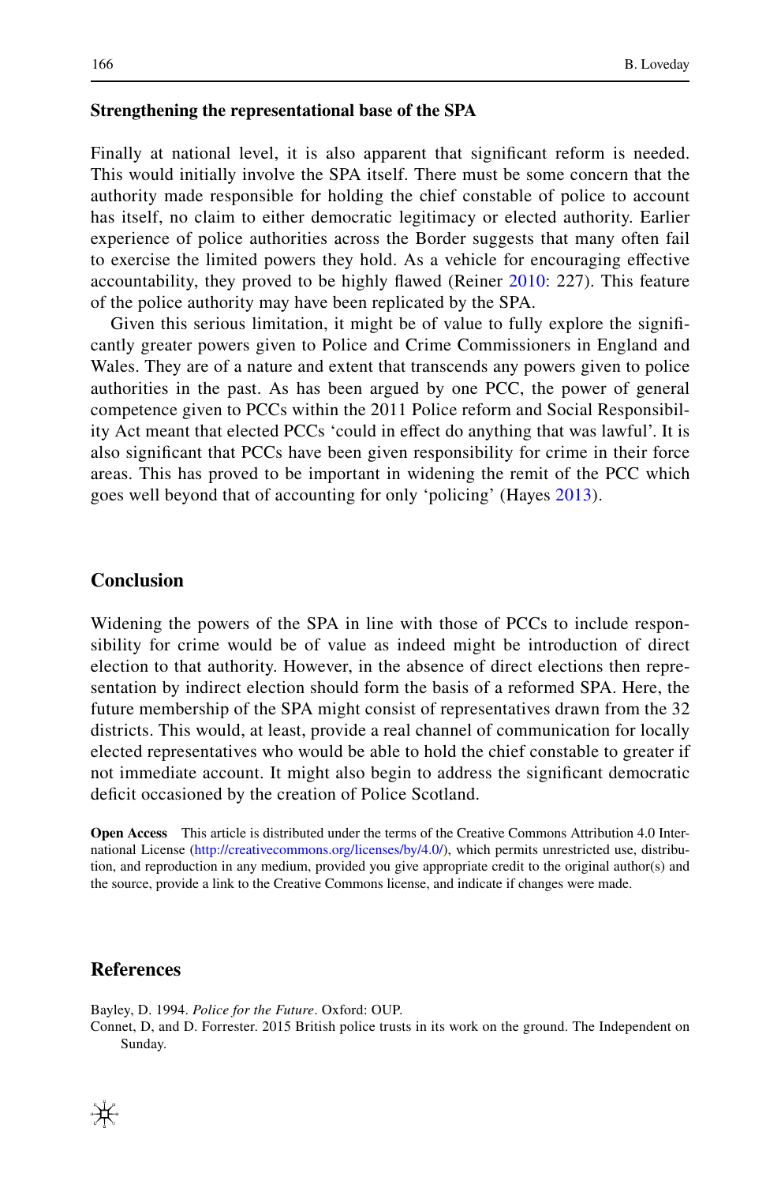### Strengthening the representational base of the SPA

Finally at national level, it is also apparent that significant reform is needed. This would initially involve the SPA itself. There must be some concern that the authority made responsible for holding the chief constable of police to account has itself, no claim to either democratic legitimacy or elected authority. Earlier experience of police authorities across the Border suggests that many often fail to exercise the limited powers they hold. As a vehicle for encouraging effective accountability, they proved to be highly flawed (Reiner 2010: 227). This feature of the police authority may have been replicated by the SPA.

Given this serious limitation, it might be of value to fully explore the significantly greater powers given to Police and Crime Commissioners in England and Wales. They are of a nature and extent that transcends any powers given to police authorities in the past. As has been argued by one PCC, the power of general competence given to PCCs within the 2011 Police reform and Social Responsibility Act meant that elected PCCs 'could in effect do anything that was lawful'. It is also significant that PCCs have been given responsibility for crime in their force areas. This has proved to be important in widening the remit of the PCC which goes well beyond that of accounting for only 'policing' (Hayes 2013).

## Conclusion

Widening the powers of the SPA in line with those of PCCs to include responsibility for crime would be of value as indeed might be introduction of direct election to that authority. However, in the absence of direct elections then representation by indirect election should form the basis of a reformed SPA. Here, the future membership of the SPA might consist of representatives drawn from the 32 districts. This would, at least, provide a real channel of communication for locally elected representatives who would be able to hold the chief constable to greater if not immediate account. It might also begin to address the significant democratic deficit occasioned by the creation of Police Scotland.

**Open Access** This article is distributed under the terms of the Creative Commons Attribution 4.0 International License (http://creativecommons.org/licenses/by/4.0/), which permits unrestricted use, distribution, and reproduction in any medium, provided you give appropriate credit to the original author(s) and the source, provide a link to the Creative Commons license, and indicate if changes were made.

## References

Bayley, D. 1994. *Police for the Future*. Oxford: OUP.

Connet, D, and D. Forrester. 2015 British police trusts in its work on the ground. The Independent on Sunday.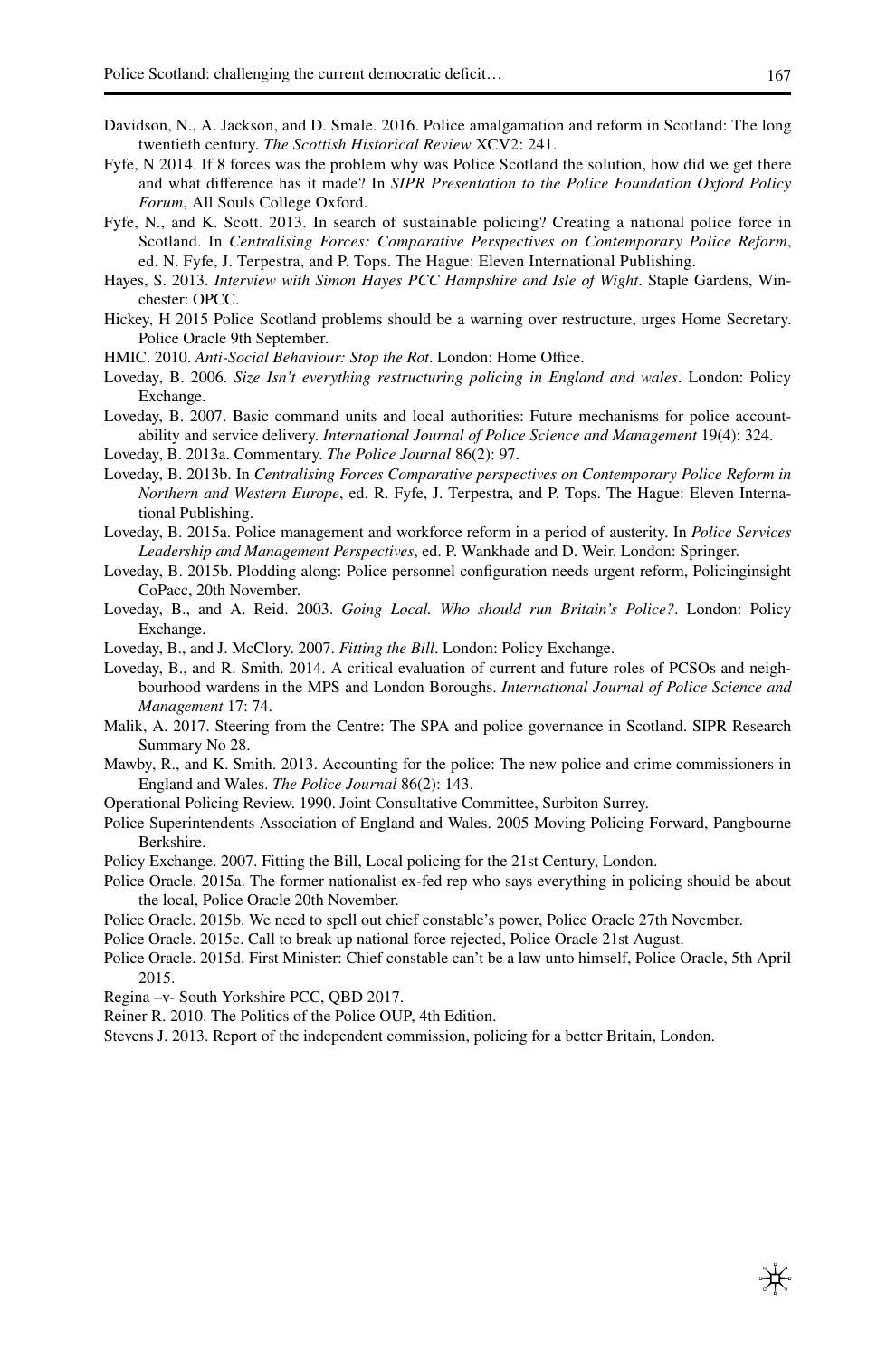Davidson, N., A. Jackson, and D. Smale. 2016. Police amalgamation and reform in Scotland: The long twentieth century. *The Scottish Historical Review* XCV2: 241.

Fyfe, N 2014. If 8 forces was the problem why was Police Scotland the solution, how did we get there and what difference has it made? In *SIPR Presentation to the Police Foundation Oxford Policy Forum*, All Souls College Oxford.

Fyfe, N., and K. Scott. 2013. In search of sustainable policing? Creating a national police force in Scotland. In *Centralising Forces: Comparative Perspectives on Contemporary Police Reform*, ed. N. Fyfe, J. Terpestra, and P. Tops. The Hague: Eleven International Publishing.

Hayes, S. 2013. *Interview with Simon Hayes PCC Hampshire and Isle of Wight*. Staple Gardens, Winchester: OPCC.

Hickey, H 2015 Police Scotland problems should be a warning over restructure, urges Home Secretary. Police Oracle 9th September.

HMIC. 2010. *Anti-Social Behaviour: Stop the Rot*. London: Home Office.

Loveday, B. 2006. *Size Isn't everything restructuring policing in England and wales*. London: Policy Exchange.

Loveday, B. 2007. Basic command units and local authorities: Future mechanisms for police accountability and service delivery. *International Journal of Police Science and Management* 19(4): 324.

Loveday, B. 2013a. Commentary. *The Police Journal* 86(2): 97.

Loveday, B. 2013b. In *Centralising Forces Comparative perspectives on Contemporary Police Reform in Northern and Western Europe*, ed. R. Fyfe, J. Terpestra, and P. Tops. The Hague: Eleven International Publishing.

Loveday, B. 2015a. Police management and workforce reform in a period of austerity. In *Police Services Leadership and Management Perspectives*, ed. P. Wankhade and D. Weir. London: Springer.

Loveday, B. 2015b. Plodding along: Police personnel configuration needs urgent reform, Policinginsight CoPacc, 20th November.

Loveday, B., and A. Reid. 2003. *Going Local. Who should run Britain's Police?*. London: Policy Exchange.

Loveday, B., and J. McClory. 2007. *Fitting the Bill*. London: Policy Exchange.

Loveday, B., and R. Smith. 2014. A critical evaluation of current and future roles of PCSOs and neighbourhood wardens in the MPS and London Boroughs. *International Journal of Police Science and Management* 17: 74.

Malik, A. 2017. Steering from the Centre: The SPA and police governance in Scotland. SIPR Research Summary No 28.

Mawby, R., and K. Smith. 2013. Accounting for the police: The new police and crime commissioners in England and Wales. *The Police Journal* 86(2): 143.

Operational Policing Review. 1990. Joint Consultative Committee, Surbiton Surrey.

Police Superintendents Association of England and Wales. 2005 Moving Policing Forward, Pangbourne Berkshire.

Policy Exchange. 2007. Fitting the Bill, Local policing for the 21st Century, London.

Police Oracle. 2015a. The former nationalist ex-fed rep who says everything in policing should be about the local, Police Oracle 20th November.

Police Oracle. 2015b. We need to spell out chief constable's power, Police Oracle 27th November.

Police Oracle. 2015c. Call to break up national force rejected, Police Oracle 21st August.

Police Oracle. 2015d. First Minister: Chief constable can't be a law unto himself, Police Oracle, 5th April 2015.

Regina –v- South Yorkshire PCC, QBD 2017.

Reiner R. 2010. The Politics of the Police OUP, 4th Edition.

Stevens J. 2013. Report of the independent commission, policing for a better Britain, London.